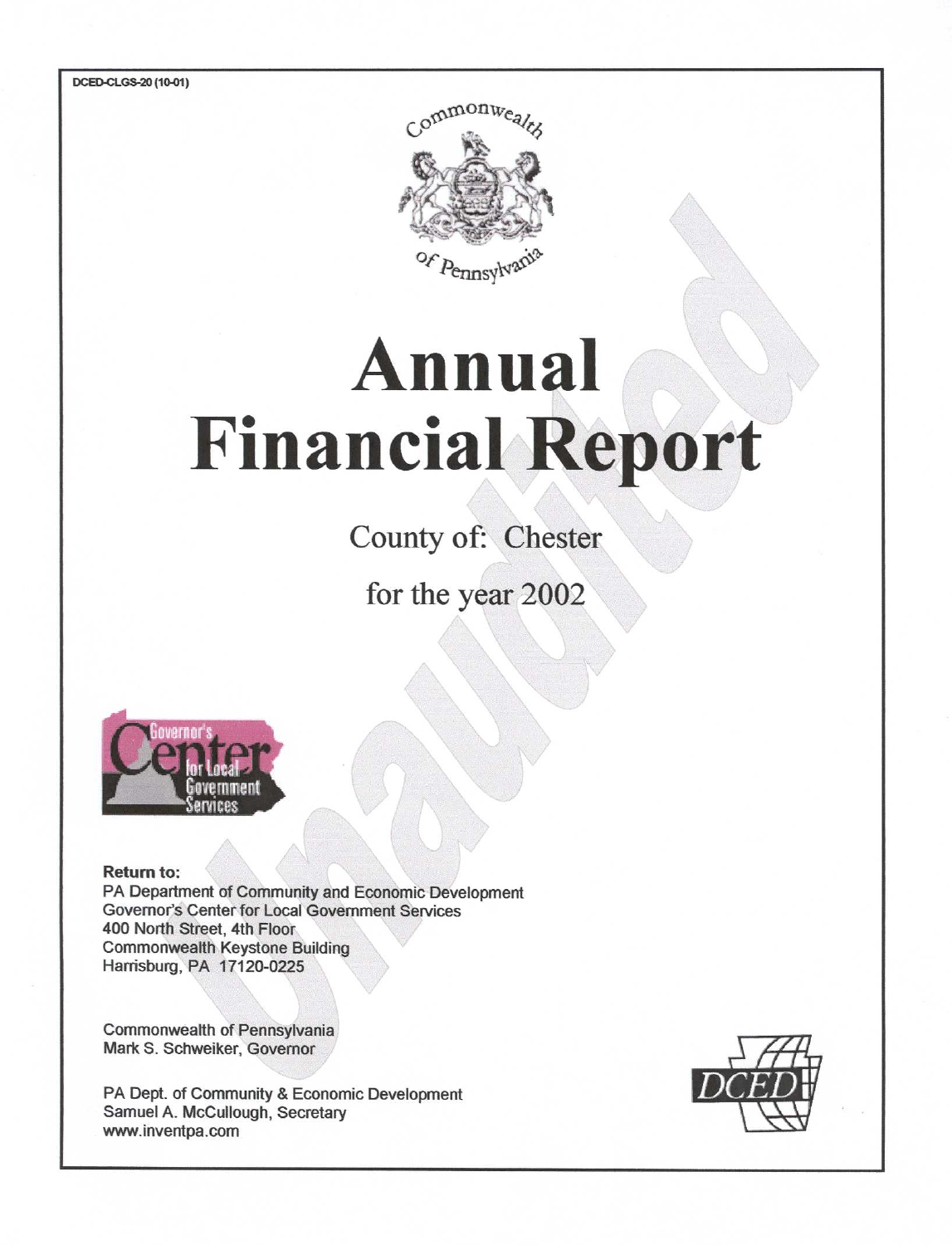DCED-CLGS-20 (10-01)

Commonwealth of Pennsylvania

# Annual Financial Report

## County of: Chester

## for the year 2002

Unaudited

Governor's Center for Local Government Services

**Return to:**
PA Department of Community and Economic Development
Governor's Center for Local Government Services
400 North Street, 4th Floor
Commonwealth Keystone Building
Harrisburg, PA 17120-0225

Commonwealth of Pennsylvania
Mark S. Schweiker, Governor

PA Dept. of Community & Economic Development
Samuel A. McCullough, Secretary
www.inventpa.com

DCED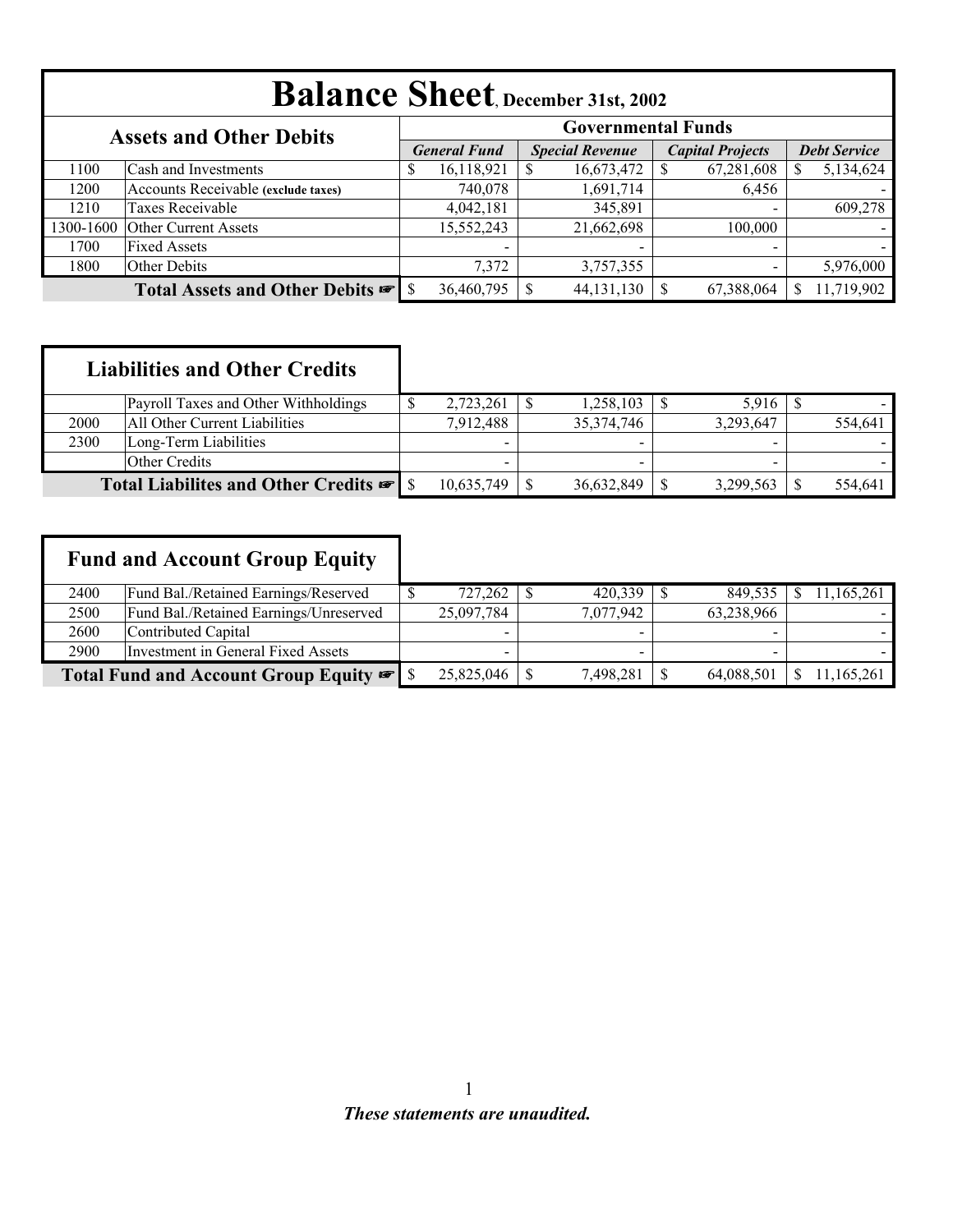# Balance Sheet, December 31st, 2002

| | Assets and Other Debits | General Fund | Special Revenue | Capital Projects | Debt Service |
|---|---|---|---|---|---|
| | | **Governmental Funds** | | | |
| 1100 | Cash and Investments | $ 16,118,921 | $ 16,673,472 | $ 67,281,608 | $ 5,134,624 |
| 1200 | Accounts Receivable (exclude taxes) | 740,078 | 1,691,714 | 6,456 | - |
| 1210 | Taxes Receivable | 4,042,181 | 345,891 | - | 609,278 |
| 1300-1600 | Other Current Assets | 15,552,243 | 21,662,698 | 100,000 | - |
| 1700 | Fixed Assets | - | - | - | - |
| 1800 | Other Debits | 7,372 | 3,757,355 | - | 5,976,000 |
| | **Total Assets and Other Debits ☞** | $ 36,460,795 | $ 44,131,130 | $ 67,388,064 | $ 11,719,902 |

| | Liabilities and Other Credits | General Fund | Special Revenue | Capital Projects | Debt Service |
|---|---|---|---|---|---|
| | Payroll Taxes and Other Withholdings | $ 2,723,261 | $ 1,258,103 | $ 5,916 | $ - |
| 2000 | All Other Current Liabilities | 7,912,488 | 35,374,746 | 3,293,647 | 554,641 |
| 2300 | Long-Term Liabilities | - | - | - | - |
| | Other Credits | - | - | - | - |
| | **Total Liabilites and Other Credits ☞** | $ 10,635,749 | $ 36,632,849 | $ 3,299,563 | $ 554,641 |

| | Fund and Account Group Equity | General Fund | Special Revenue | Capital Projects | Debt Service |
|---|---|---|---|---|---|
| 2400 | Fund Bal./Retained Earnings/Reserved | $ 727,262 | $ 420,339 | $ 849,535 | $ 11,165,261 |
| 2500 | Fund Bal./Retained Earnings/Unreserved | 25,097,784 | 7,077,942 | 63,238,966 | - |
| 2600 | Contributed Capital | - | - | - | - |
| 2900 | Investment in General Fixed Assets | - | - | - | - |
| | **Total Fund and Account Group Equity ☞** | $ 25,825,046 | $ 7,498,281 | $ 64,088,501 | $ 11,165,261 |

***These statements are unaudited.***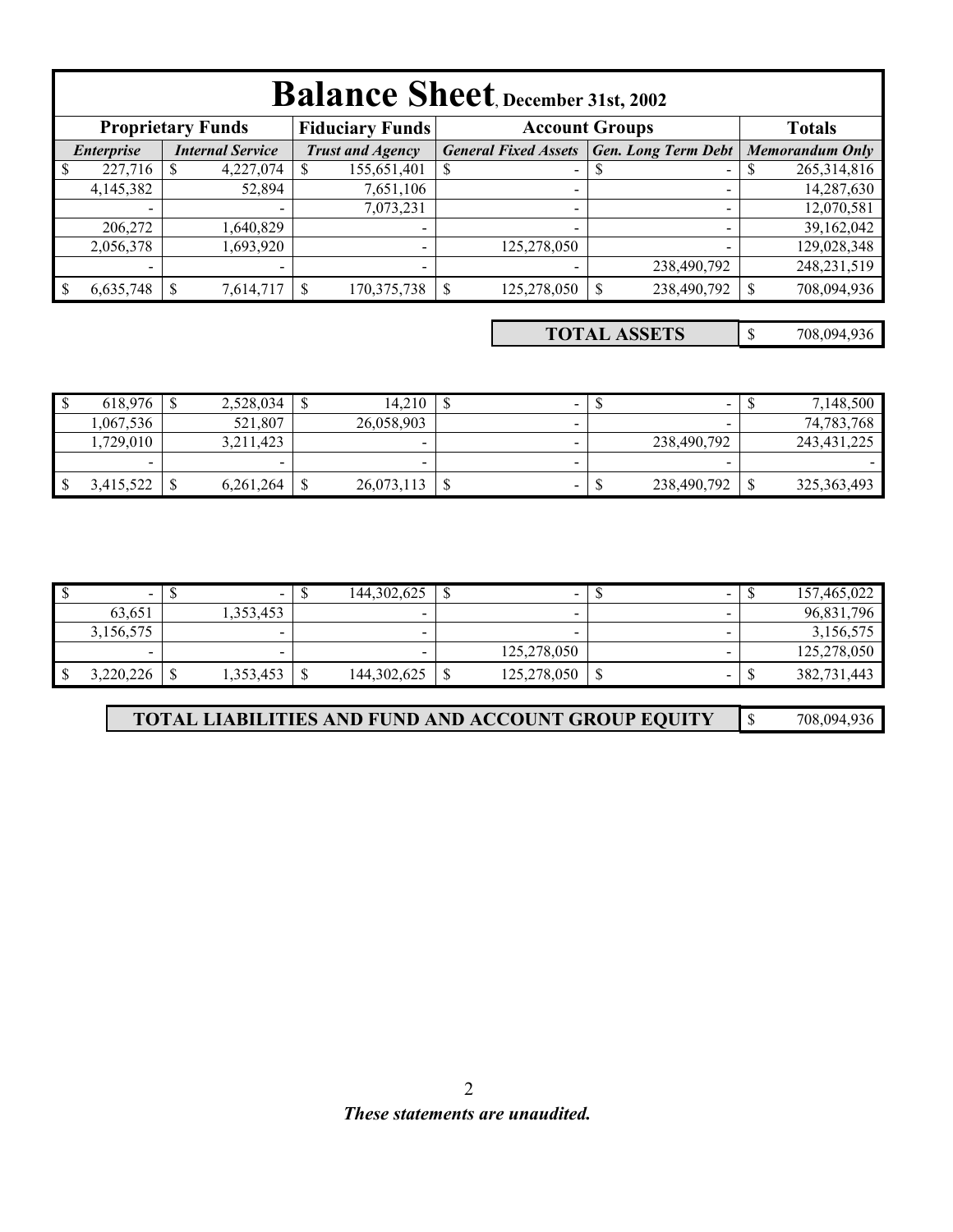# Balance Sheet, December 31st, 2002

| Proprietary Funds | | Fiduciary Funds | Account Groups | | Totals |
|---|---|---|---|---|---|
| *Enterprise* | *Internal Service* | *Trust and Agency* | *General Fixed Assets* | *Gen. Long Term Debt* | *Memorandum Only* |
| $ 227,716 | $ 4,227,074 | $ 155,651,401 | $ - | $ - | $ 265,314,816 |
| 4,145,382 | 52,894 | 7,651,106 | - | - | 14,287,630 |
| - | - | 7,073,231 | - | - | 12,070,581 |
| 206,272 | 1,640,829 | - | - | - | 39,162,042 |
| 2,056,378 | 1,693,920 | - | 125,278,050 | - | 129,028,348 |
| - | - | - | - | 238,490,792 | 248,231,519 |
| $ 6,635,748 | $ 7,614,717 | $ 170,375,738 | $ 125,278,050 | $ 238,490,792 | $ 708,094,936 |

| TOTAL ASSETS | $ 708,094,936 |
|---|---|

| | | | | | |
|---|---|---|---|---|---|
| $ 618,976 | $ 2,528,034 | $ 14,210 | $ - | $ - | $ 7,148,500 |
| 1,067,536 | 521,807 | 26,058,903 | - | - | 74,783,768 |
| 1,729,010 | 3,211,423 | - | - | 238,490,792 | 243,431,225 |
| - | - | - | - | - | - |
| $ 3,415,522 | $ 6,261,264 | $ 26,073,113 | $ - | $ 238,490,792 | $ 325,363,493 |

| | | | | | |
|---|---|---|---|---|---|
| $ - | $ - | $ 144,302,625 | $ - | $ - | $ 157,465,022 |
| 63,651 | 1,353,453 | - | - | - | 96,831,796 |
| 3,156,575 | - | - | - | - | 3,156,575 |
| - | - | - | 125,278,050 | - | 125,278,050 |
| $ 3,220,226 | $ 1,353,453 | $ 144,302,625 | $ 125,278,050 | $ - | $ 382,731,443 |

| TOTAL LIABILITIES AND FUND AND ACCOUNT GROUP EQUITY | $ 708,094,936 |
|---|---|

*These statements are unaudited.*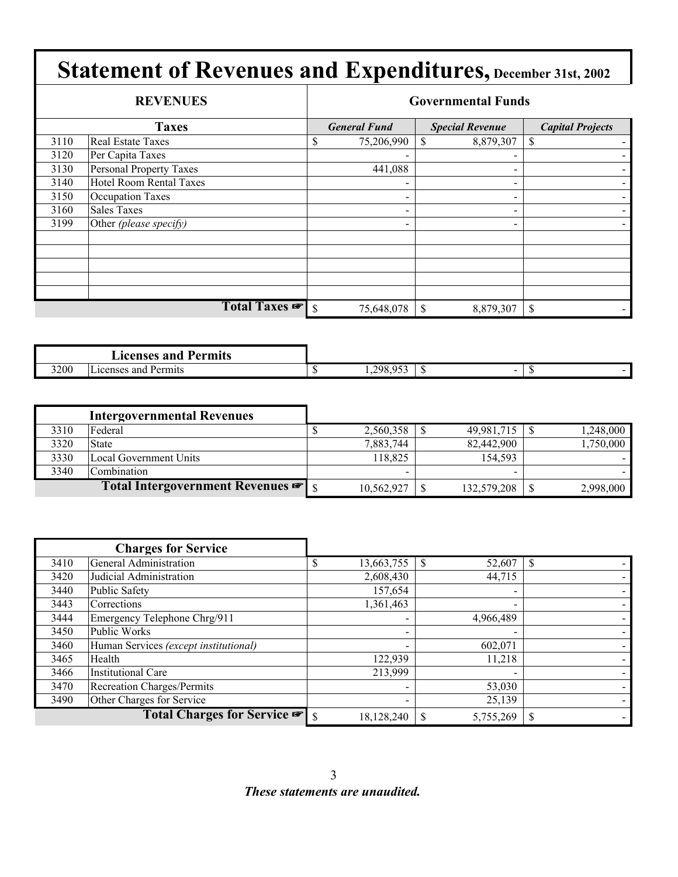# Statement of Revenues and Expenditures, December 31st, 2002

## REVENUES

| | | Governmental Funds | | |
|---|---|---|---|---|
| **Taxes** | | ***General Fund*** | ***Special Revenue*** | ***Capital Projects*** |
| 3110 | Real Estate Taxes | $ 75,206,990 | $ 8,879,307 | $ - |
| 3120 | Per Capita Taxes | - | - | - |
| 3130 | Personal Property Taxes | 441,088 | - | - |
| 3140 | Hotel Room Rental Taxes | - | - | - |
| 3150 | Occupation Taxes | - | - | - |
| 3160 | Sales Taxes | - | - | - |
| 3199 | Other *(please specify)* | - | - | - |
| | | | | |
| | | | | |
| | | | | |
| | | | | |
| | | | | |
| | **Total Taxes** ☞ | $ 75,648,078 | $ 8,879,307 | $ - |

| | **Licenses and Permits** | | | |
|---|---|---|---|---|
| 3200 | Licenses and Permits | $ 1,298,953 | $ - | $ - |

| | **Intergovernmental Revenues** | | | |
|---|---|---|---|---|
| 3310 | Federal | $ 2,560,358 | $ 49,981,715 | $ 1,248,000 |
| 3320 | State | 7,883,744 | 82,442,900 | 1,750,000 |
| 3330 | Local Government Units | 118,825 | 154,593 | - |
| 3340 | Combination | - | - | - |
| | **Total Intergovernment Revenues** ☞ | $ 10,562,927 | $ 132,579,208 | $ 2,998,000 |

| | **Charges for Service** | | | |
|---|---|---|---|---|
| 3410 | General Administration | $ 13,663,755 | $ 52,607 | $ - |
| 3420 | Judicial Administration | 2,608,430 | 44,715 | - |
| 3440 | Public Safety | 157,654 | - | - |
| 3443 | Corrections | 1,361,463 | - | - |
| 3444 | Emergency Telephone Chrg/911 | - | 4,966,489 | - |
| 3450 | Public Works | - | - | - |
| 3460 | Human Services *(except institutional)* | - | 602,071 | - |
| 3465 | Health | 122,939 | 11,218 | - |
| 3466 | Institutional Care | 213,999 | - | - |
| 3470 | Recreation Charges/Permits | - | 53,030 | - |
| 3490 | Other Charges for Service | - | 25,139 | - |
| | **Total Charges for Service** ☞ | $ 18,128,240 | $ 5,755,269 | $ - |

***These statements are unaudited.***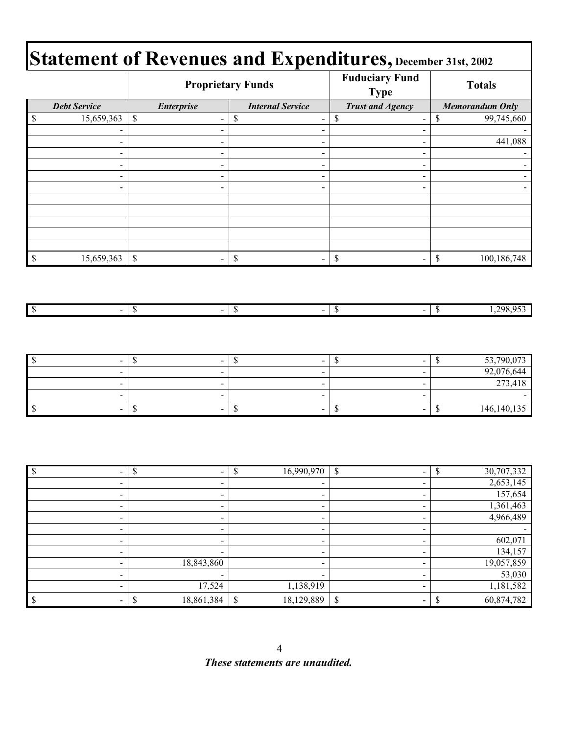# Statement of Revenues and Expenditures, December 31st, 2002

| | Proprietary Funds | | Fuduciary Fund Type | Totals |
|---|---|---|---|---|
| *Debt Service* | *Enterprise* | *Internal Service* | *Trust and Agency* | *Memorandum Only* |
| $ 15,659,363 | $ - | $ - | $ - | $ 99,745,660 |
| - | - | - | - | - |
| - | - | - | - | 441,088 |
| - | - | - | - | - |
| - | - | - | - | - |
| - | - | - | - | - |
| - | - | - | - | - |
| | | | | |
| | | | | |
| | | | | |
| | | | | |
| | | | | |
| $ 15,659,363 | $ - | $ - | $ - | $ 100,186,748 |

| | | | | |
|---|---|---|---|---|
| $ - | $ - | $ - | $ - | $ 1,298,953 |

| | | | | |
|---|---|---|---|---|
| $ - | $ - | $ - | $ - | $ 53,790,073 |
| - | - | - | - | 92,076,644 |
| - | - | - | - | 273,418 |
| - | - | - | - | - |
| $ - | $ - | $ - | $ - | $ 146,140,135 |

| | | | | |
|---|---|---|---|---|
| $ - | $ - | $ 16,990,970 | $ - | $ 30,707,332 |
| - | - | - | - | 2,653,145 |
| - | - | - | - | 157,654 |
| - | - | - | - | 1,361,463 |
| - | - | - | - | 4,966,489 |
| - | - | - | - | - |
| - | - | - | - | 602,071 |
| - | - | - | - | 134,157 |
| - | 18,843,860 | - | - | 19,057,859 |
| - | - | - | - | 53,030 |
| - | 17,524 | 1,138,919 | - | 1,181,582 |
| $ - | $ 18,861,384 | $ 18,129,889 | $ - | $ 60,874,782 |

***These statements are unaudited.***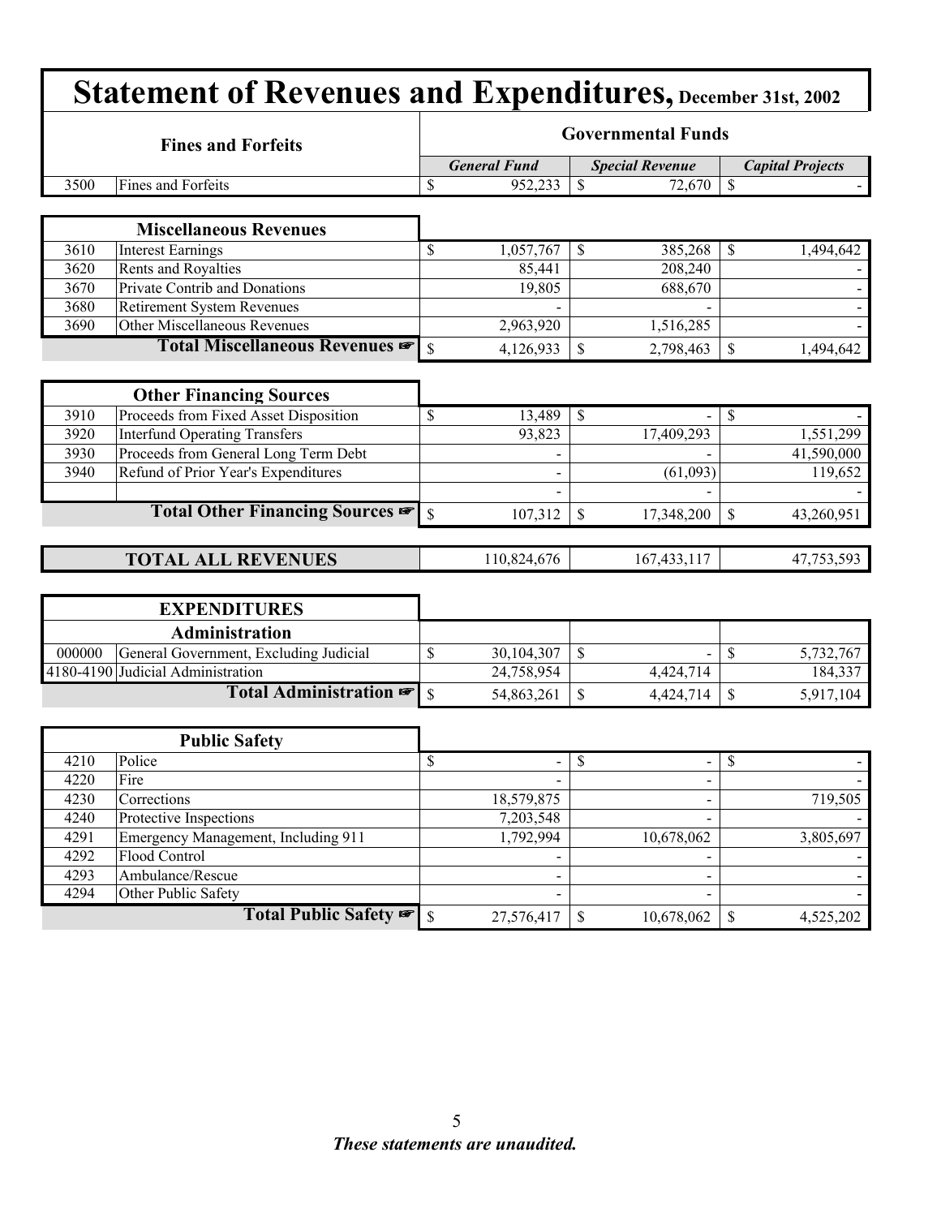# Statement of Revenues and Expenditures, December 31st, 2002

| Fines and Forfeits | | Governmental Funds | | |
|---|---|---|---|---|
| | | *General Fund* | *Special Revenue* | *Capital Projects* |
| 3500 | Fines and Forfeits | $ 952,233 | $ 72,670 | $ - |

| Miscellaneous Revenues | | | | |
|---|---|---|---|---|
| 3610 | Interest Earnings | $ 1,057,767 | $ 385,268 | $ 1,494,642 |
| 3620 | Rents and Royalties | 85,441 | 208,240 | - |
| 3670 | Private Contrib and Donations | 19,805 | 688,670 | - |
| 3680 | Retirement System Revenues | - | - | - |
| 3690 | Other Miscellaneous Revenues | 2,963,920 | 1,516,285 | - |
| | **Total Miscellaneous Revenues ☞** | $ 4,126,933 | $ 2,798,463 | $ 1,494,642 |

| Other Financing Sources | | | | |
|---|---|---|---|---|
| 3910 | Proceeds from Fixed Asset Disposition | $ 13,489 | $ - | $ - |
| 3920 | Interfund Operating Transfers | 93,823 | 17,409,293 | 1,551,299 |
| 3930 | Proceeds from General Long Term Debt | - | - | 41,590,000 |
| 3940 | Refund of Prior Year's Expenditures | - | (61,093) | 119,652 |
| | | - | - | - |
| | **Total Other Financing Sources ☞** | $ 107,312 | $ 17,348,200 | $ 43,260,951 |

| | | | | |
|---|---|---|---|---|
| | **TOTAL ALL REVENUES** | 110,824,676 | 167,433,117 | 47,753,593 |

| EXPENDITURES | | | | |
|---|---|---|---|---|
| **Administration** | | | | |
| 000000 | General Government, Excluding Judicial | $ 30,104,307 | $ - | $ 5,732,767 |
| 4180-4190 | Judicial Administration | 24,758,954 | 4,424,714 | 184,337 |
| | **Total Administration ☞** | $ 54,863,261 | $ 4,424,714 | $ 5,917,104 |

| Public Safety | | | | |
|---|---|---|---|---|
| 4210 | Police | $ - | $ - | $ - |
| 4220 | Fire | - | - | - |
| 4230 | Corrections | 18,579,875 | - | 719,505 |
| 4240 | Protective Inspections | 7,203,548 | - | - |
| 4291 | Emergency Management, Including 911 | 1,792,994 | 10,678,062 | 3,805,697 |
| 4292 | Flood Control | - | - | - |
| 4293 | Ambulance/Rescue | - | - | - |
| 4294 | Other Public Safety | - | - | - |
| | **Total Public Safety ☞** | $ 27,576,417 | $ 10,678,062 | $ 4,525,202 |

***These statements are unaudited.***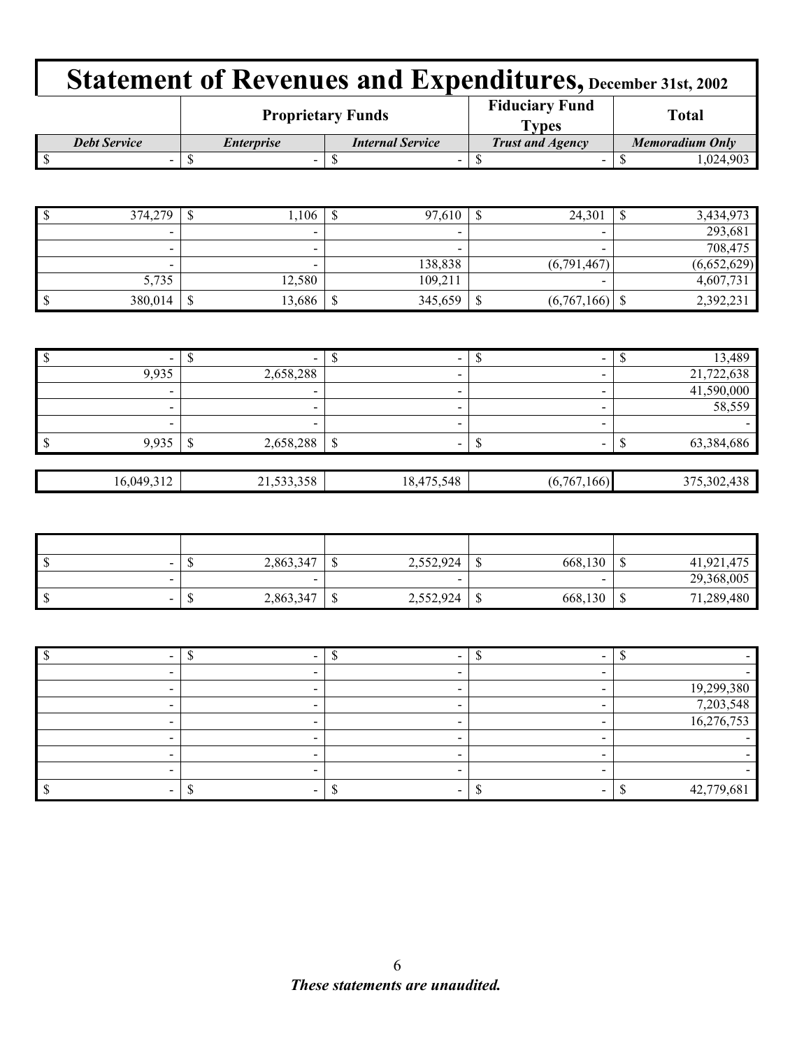# Statement of Revenues and Expenditures, December 31st, 2002

| | Proprietary Funds | | Fiduciary Fund Types | Total |
|---|---|---|---|---|
| ***Debt Service*** | ***Enterprise*** | ***Internal Service*** | ***Trust and Agency*** | ***Memoradium Only*** |
| $ - | $ - | $ - | $ - | $ 1,024,903 |

| Debt Service | Enterprise | Internal Service | Trust and Agency | Memoradium Only |
|---|---|---|---|---|
| $ 374,279 | $ 1,106 | $ 97,610 | $ 24,301 | $ 3,434,973 |
| - | - | - | - | 293,681 |
| - | - | - | - | 708,475 |
| - | - | 138,838 | (6,791,467) | (6,652,629) |
| 5,735 | 12,580 | 109,211 | - | 4,607,731 |
| $ 380,014 | $ 13,686 | $ 345,659 | $ (6,767,166) | $ 2,392,231 |

| Debt Service | Enterprise | Internal Service | Trust and Agency | Memoradium Only |
|---|---|---|---|---|
| $ - | $ - | $ - | $ - | $ 13,489 |
| 9,935 | 2,658,288 | - | - | 21,722,638 |
| - | - | - | - | 41,590,000 |
| - | - | - | - | 58,559 |
| - | - | - | - | - |
| $ 9,935 | $ 2,658,288 | $ - | $ - | $ 63,384,686 |

| Debt Service | Enterprise | Internal Service | Trust and Agency | Memoradium Only |
|---|---|---|---|---|
| 16,049,312 | 21,533,358 | 18,475,548 | (6,767,166) | 375,302,438 |

| Debt Service | Enterprise | Internal Service | Trust and Agency | Memoradium Only |
|---|---|---|---|---|
| | | | | |
| $ - | $ 2,863,347 | $ 2,552,924 | $ 668,130 | $ 41,921,475 |
| - | - | - | - | 29,368,005 |
| $ - | $ 2,863,347 | $ 2,552,924 | $ 668,130 | $ 71,289,480 |

| Debt Service | Enterprise | Internal Service | Trust and Agency | Memoradium Only |
|---|---|---|---|---|
| $ - | $ - | $ - | $ - | $ - |
| - | - | - | - | - |
| - | - | - | - | 19,299,380 |
| - | - | - | - | 7,203,548 |
| - | - | - | - | 16,276,753 |
| - | - | - | - | - |
| - | - | - | - | - |
| - | - | - | - | - |
| $ - | $ - | $ - | $ - | $ 42,779,681 |

***These statements are unaudited.***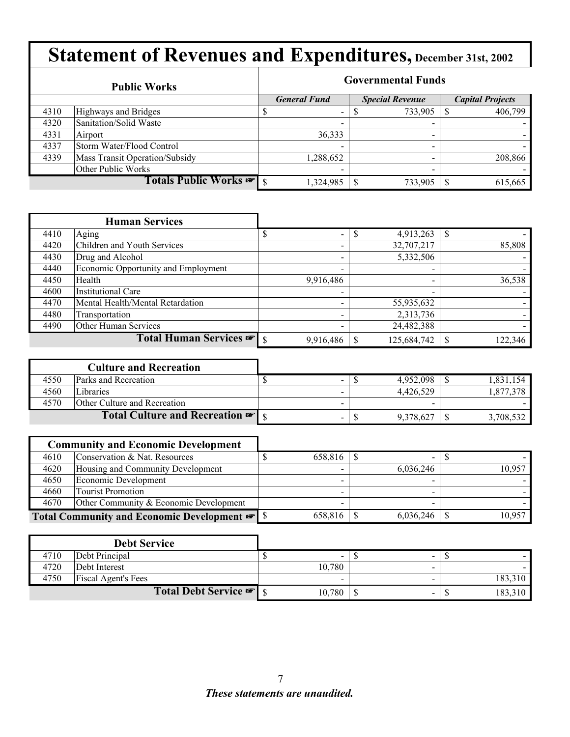# Statement of Revenues and Expenditures, December 31st, 2002

| Public Works | | Governmental Funds | | |
|---|---|---|---|---|
| | | *General Fund* | *Special Revenue* | *Capital Projects* |
| 4310 | Highways and Bridges | $ - | $ 733,905 | $ 406,799 |
| 4320 | Sanitation/Solid Waste | - | - | - |
| 4331 | Airport | 36,333 | - | - |
| 4337 | Storm Water/Flood Control | - | - | - |
| 4339 | Mass Transit Operation/Subsidy | 1,288,652 | - | 208,866 |
| | Other Public Works | - | - | - |
| | **Totals Public Works ☞** | $ 1,324,985 | $ 733,905 | $ 615,665 |

| Human Services | | | | |
|---|---|---|---|---|
| 4410 | Aging | $ - | $ 4,913,263 | $ - |
| 4420 | Children and Youth Services | - | 32,707,217 | 85,808 |
| 4430 | Drug and Alcohol | - | 5,332,506 | - |
| 4440 | Economic Opportunity and Employment | - | - | - |
| 4450 | Health | 9,916,486 | - | 36,538 |
| 4600 | Institutional Care | - | - | - |
| 4470 | Mental Health/Mental Retardation | - | 55,935,632 | - |
| 4480 | Transportation | - | 2,313,736 | - |
| 4490 | Other Human Services | - | 24,482,388 | - |
| | **Total Human Services ☞** | $ 9,916,486 | $ 125,684,742 | $ 122,346 |

| Culture and Recreation | | | | |
|---|---|---|---|---|
| 4550 | Parks and Recreation | $ - | $ 4,952,098 | $ 1,831,154 |
| 4560 | Libraries | - | 4,426,529 | 1,877,378 |
| 4570 | Other Culture and Recreation | - | - | - |
| | **Total Culture and Recreation ☞** | $ - | $ 9,378,627 | $ 3,708,532 |

| Community and Economic Development | | | | |
|---|---|---|---|---|
| 4610 | Conservation & Nat. Resources | $ 658,816 | $ - | $ - |
| 4620 | Housing and Community Development | - | 6,036,246 | 10,957 |
| 4650 | Economic Development | - | - | - |
| 4660 | Tourist Promotion | - | - | - |
| 4670 | Other Community & Economic Development | - | - | - |
| | **Total Community and Economic Development ☞** | $ 658,816 | $ 6,036,246 | $ 10,957 |

| Debt Service | | | | |
|---|---|---|---|---|
| 4710 | Debt Principal | $ - | $ - | $ - |
| 4720 | Debt Interest | 10,780 | - | - |
| 4750 | Fiscal Agent's Fees | - | - | 183,310 |
| | **Total Debt Service ☞** | $ 10,780 | $ - | $ 183,310 |

***These statements are unaudited.***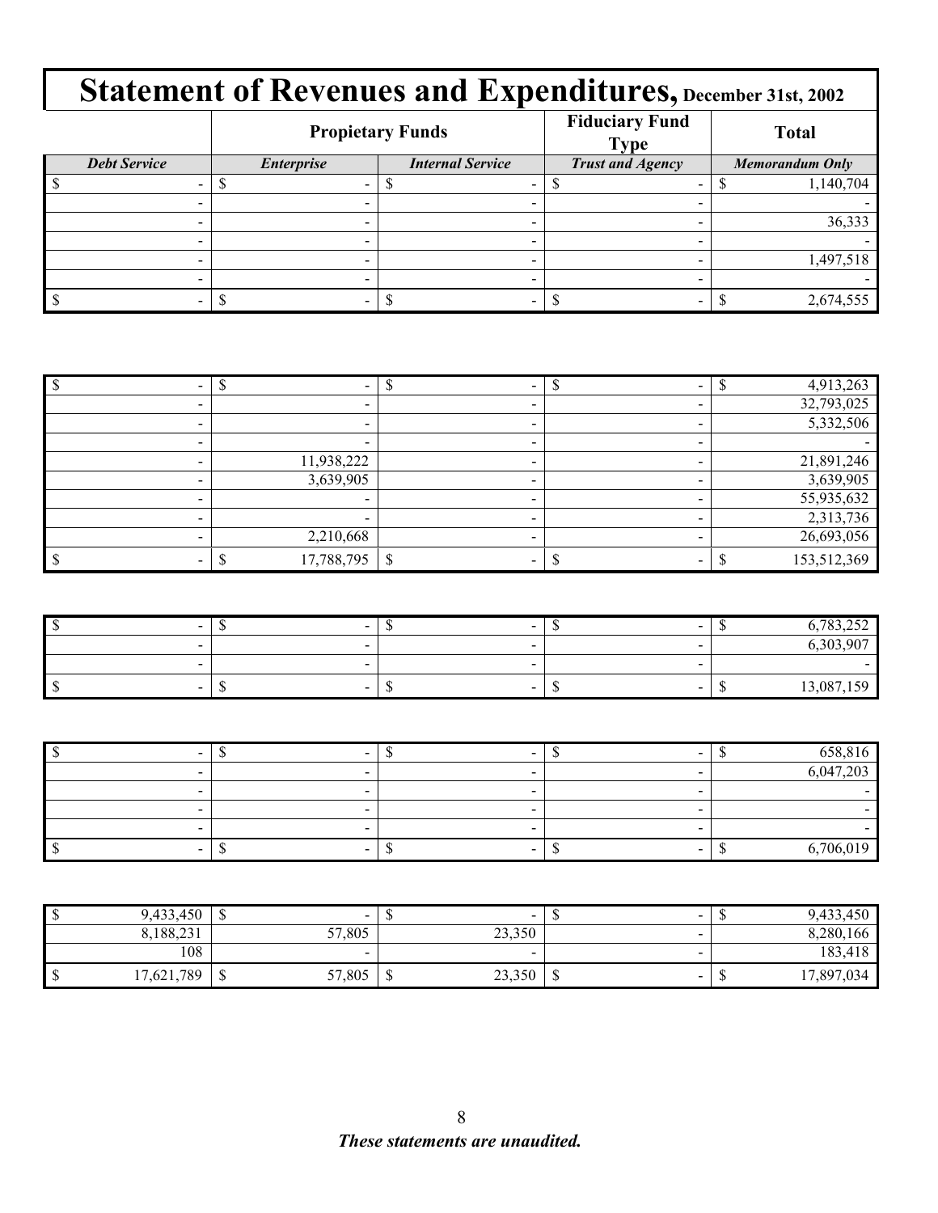# Statement of Revenues and Expenditures, December 31st, 2002

| | Propietary Funds | | Fiduciary Fund Type | Total |
|---|---|---|---|---|
| *Debt Service* | *Enterprise* | *Internal Service* | *Trust and Agency* | *Memorandum Only* |
| $ - | $ - | $ - | $ - | $ 1,140,704 |
| - | - | - | - | - |
| - | - | - | - | 36,333 |
| - | - | - | - | - |
| - | - | - | - | 1,497,518 |
| - | - | - | - | - |
| $ - | $ - | $ - | $ - | $ 2,674,555 |

| | | | | |
|---|---|---|---|---|
| $ - | $ - | $ - | $ - | $ 4,913,263 |
| - | - | - | - | 32,793,025 |
| - | - | - | - | 5,332,506 |
| - | - | - | - | - |
| - | 11,938,222 | - | - | 21,891,246 |
| - | 3,639,905 | - | - | 3,639,905 |
| - | - | - | - | 55,935,632 |
| - | - | - | - | 2,313,736 |
| - | 2,210,668 | - | - | 26,693,056 |
| $ - | $ 17,788,795 | $ - | $ - | $ 153,512,369 |

| | | | | |
|---|---|---|---|---|
| $ - | $ - | $ - | $ - | $ 6,783,252 |
| - | - | - | - | 6,303,907 |
| - | - | - | - | - |
| $ - | $ - | $ - | $ - | $ 13,087,159 |

| | | | | |
|---|---|---|---|---|
| $ - | $ - | $ - | $ - | $ 658,816 |
| - | - | - | - | 6,047,203 |
| - | - | - | - | - |
| - | - | - | - | - |
| - | - | - | - | - |
| $ - | $ - | $ - | $ - | $ 6,706,019 |

| | | | | |
|---|---|---|---|---|
| $ 9,433,450 | $ - | $ - | $ - | $ 9,433,450 |
| 8,188,231 | 57,805 | 23,350 | - | 8,280,166 |
| 108 | - | - | - | 183,418 |
| $ 17,621,789 | $ 57,805 | $ 23,350 | $ - | $ 17,897,034 |

***These statements are unaudited.***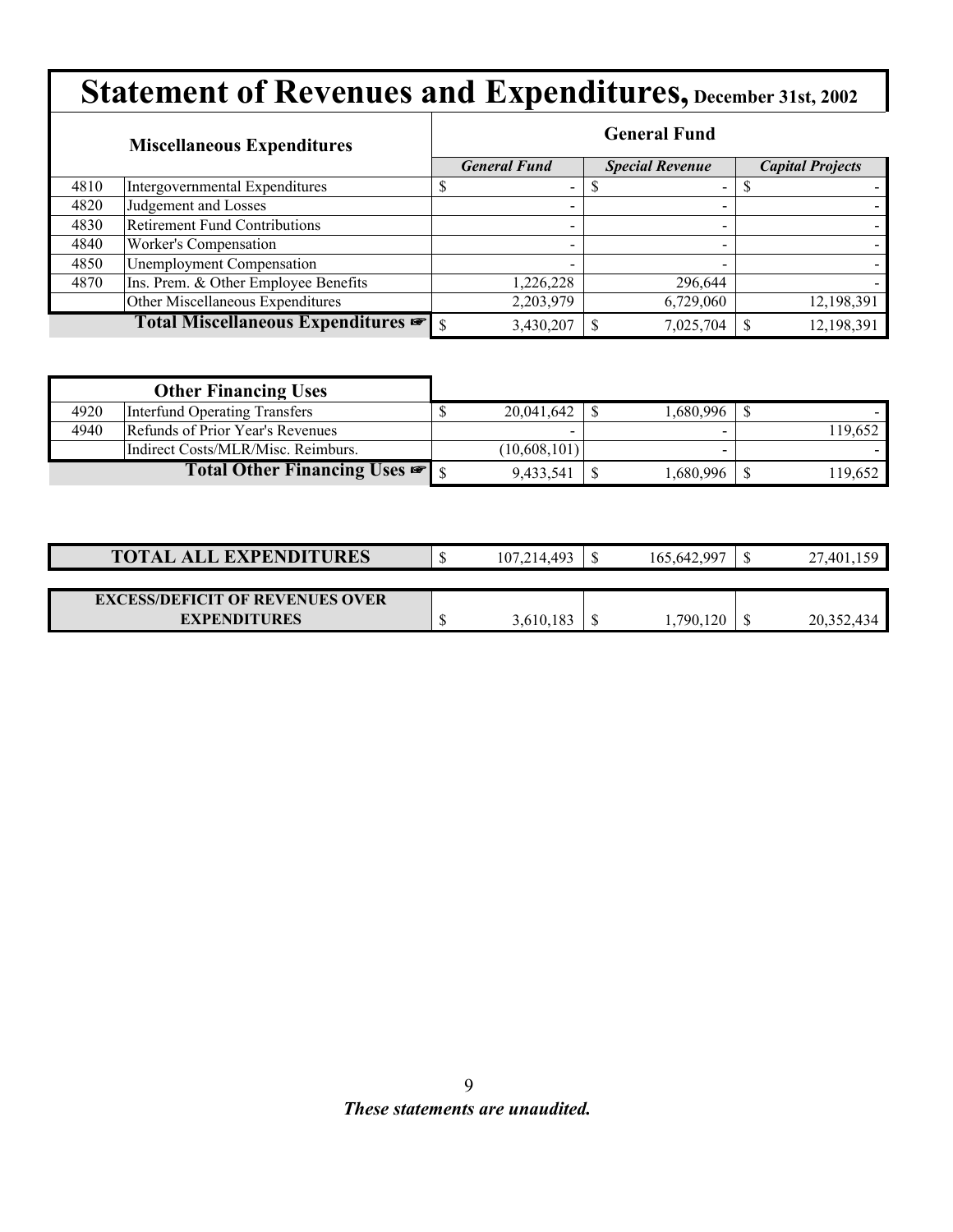# Statement of Revenues and Expenditures, December 31st, 2002

| Miscellaneous Expenditures | | General Fund | | |
|---|---|---|---|---|
| | | *General Fund* | *Special Revenue* | *Capital Projects* |
| 4810 | Intergovernmental Expenditures | $ - | $ - | $ - |
| 4820 | Judgement and Losses | - | - | - |
| 4830 | Retirement Fund Contributions | - | - | - |
| 4840 | Worker's Compensation | - | - | - |
| 4850 | Unemployment Compensation | - | - | - |
| 4870 | Ins. Prem. & Other Employee Benefits | 1,226,228 | 296,644 | - |
| | Other Miscellaneous Expenditures | 2,203,979 | 6,729,060 | 12,198,391 |
| | **Total Miscellaneous Expenditures ☞** | $ 3,430,207 | $ 7,025,704 | $ 12,198,391 |

| Other Financing Uses | | General Fund | Special Revenue | Capital Projects |
|---|---|---|---|---|
| 4920 | Interfund Operating Transfers | $ 20,041,642 | $ 1,680,996 | $ - |
| 4940 | Refunds of Prior Year's Revenues | - | - | 119,652 |
| | Indirect Costs/MLR/Misc. Reimburs. | (10,608,101) | - | - |
| | **Total Other Financing Uses ☞** | $ 9,433,541 | $ 1,680,996 | $ 119,652 |

| | General Fund | Special Revenue | Capital Projects |
|---|---|---|---|
| **TOTAL ALL EXPENDITURES** | $ 107,214,493 | $ 165,642,997 | $ 27,401,159 |
| **EXCESS/DEFICIT OF REVENUES OVER EXPENDITURES** | $ 3,610,183 | $ 1,790,120 | $ 20,352,434 |

***These statements are unaudited.***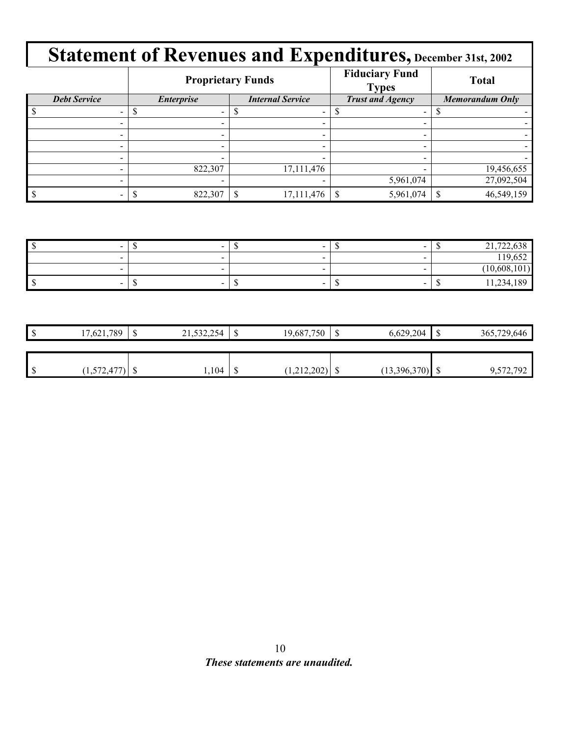# Statement of Revenues and Expenditures, December 31st, 2002

| | Proprietary Funds | | Fiduciary Fund Types | Total |
|---|---|---|---|---|
| **Debt Service** | **Enterprise** | **Internal Service** | **Trust and Agency** | **Memorandum Only** |
| $ - | $ - | $ - | $ - | $ - |
| - | - | - | - | - |
| - | - | - | - | - |
| - | - | - | - | - |
| - | - | - | - | - |
| - | 822,307 | 17,111,476 | - | 19,456,655 |
| - | - | - | 5,961,074 | 27,092,504 |
| $ - | $ 822,307 | $ 17,111,476 | $ 5,961,074 | $ 46,549,159 |

| | | | | |
|---|---|---|---|---|
| $ - | $ - | $ - | $ - | $ 21,722,638 |
| - | - | - | - | 119,652 |
| - | - | - | - | (10,608,101) |
| $ - | $ - | $ - | $ - | $ 11,234,189 |

| | | | | |
|---|---|---|---|---|
| $ 17,621,789 | $ 21,532,254 | $ 19,687,750 | $ 6,629,204 | $ 365,729,646 |

| | | | | |
|---|---|---|---|---|
| $ (1,572,477) | $ 1,104 | $ (1,212,202) | $ (13,396,370) | $ 9,572,792 |

***These statements are unaudited.***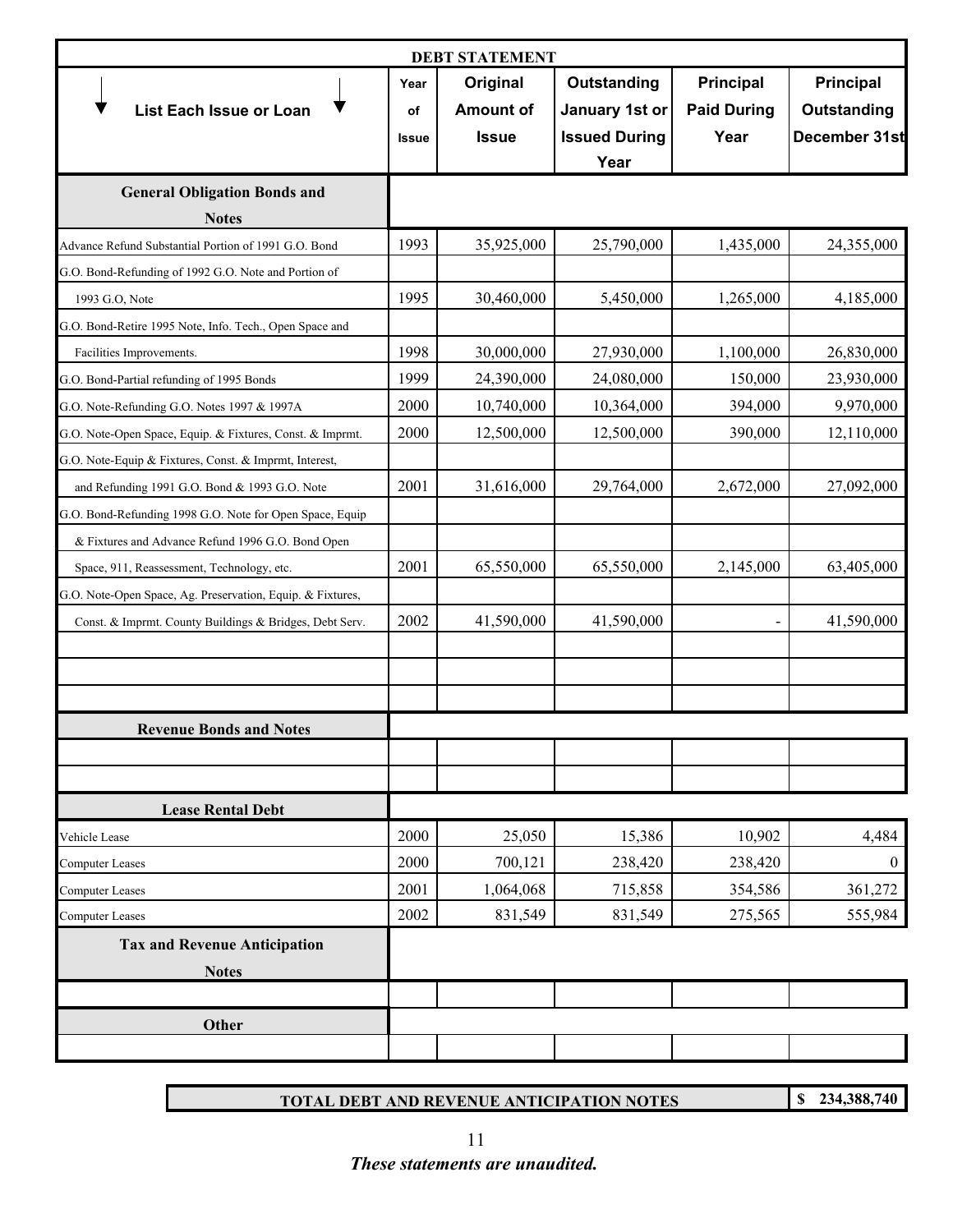## DEBT STATEMENT

| List Each Issue or Loan | Year of Issue | Original Amount of Issue | Outstanding January 1st or Issued During Year | Principal Paid During Year | Principal Outstanding December 31st |
|---|---|---|---|---|---|
| **General Obligation Bonds and Notes** | | | | | |
| Advance Refund Substantial Portion of 1991 G.O. Bond | 1993 | 35,925,000 | 25,790,000 | 1,435,000 | 24,355,000 |
| G.O. Bond-Refunding of 1992 G.O. Note and Portion of 1993 G.O, Note | 1995 | 30,460,000 | 5,450,000 | 1,265,000 | 4,185,000 |
| G.O. Bond-Retire 1995 Note, Info. Tech., Open Space and Facilities Improvements. | 1998 | 30,000,000 | 27,930,000 | 1,100,000 | 26,830,000 |
| G.O. Bond-Partial refunding of 1995 Bonds | 1999 | 24,390,000 | 24,080,000 | 150,000 | 23,930,000 |
| G.O. Note-Refunding G.O. Notes 1997 & 1997A | 2000 | 10,740,000 | 10,364,000 | 394,000 | 9,970,000 |
| G.O. Note-Open Space, Equip. & Fixtures, Const. & Imprmt. | 2000 | 12,500,000 | 12,500,000 | 390,000 | 12,110,000 |
| G.O. Note-Equip & Fixtures, Const. & Imprmt, Interest, and Refunding 1991 G.O. Bond & 1993 G.O. Note | 2001 | 31,616,000 | 29,764,000 | 2,672,000 | 27,092,000 |
| G.O. Bond-Refunding 1998 G.O. Note for Open Space, Equip & Fixtures and Advance Refund 1996 G.O. Bond Open Space, 911, Reassessment, Technology, etc. | 2001 | 65,550,000 | 65,550,000 | 2,145,000 | 63,405,000 |
| G.O. Note-Open Space, Ag. Preservation, Equip. & Fixtures, Const. & Imprmt. County Buildings & Bridges, Debt Serv. | 2002 | 41,590,000 | 41,590,000 | - | 41,590,000 |
| **Revenue Bonds and Notes** | | | | | |
| **Lease Rental Debt** | | | | | |
| Vehicle Lease | 2000 | 25,050 | 15,386 | 10,902 | 4,484 |
| Computer Leases | 2000 | 700,121 | 238,420 | 238,420 | 0 |
| Computer Leases | 2001 | 1,064,068 | 715,858 | 354,586 | 361,272 |
| Computer Leases | 2002 | 831,549 | 831,549 | 275,565 | 555,984 |
| **Tax and Revenue Anticipation Notes** | | | | | |
| **Other** | | | | | |

| TOTAL DEBT AND REVENUE ANTICIPATION NOTES | $ 234,388,740 |
|---|---|

*These statements are unaudited.*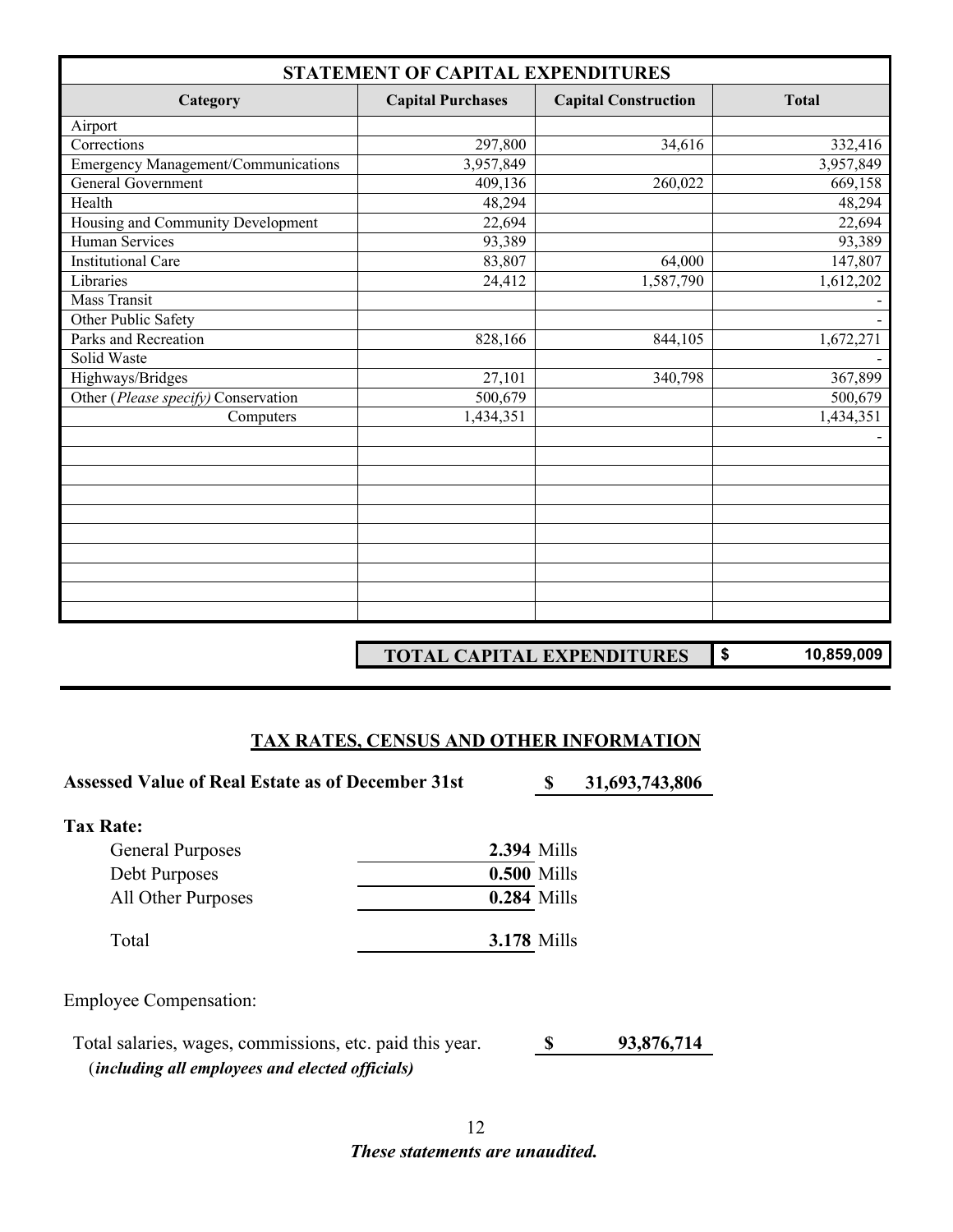## STATEMENT OF CAPITAL EXPENDITURES

| Category | Capital Purchases | Capital Construction | Total |
|---|---|---|---|
| Airport | | | |
| Corrections | 297,800 | 34,616 | 332,416 |
| Emergency Management/Communications | 3,957,849 | | 3,957,849 |
| General Government | 409,136 | 260,022 | 669,158 |
| Health | 48,294 | | 48,294 |
| Housing and Community Development | 22,694 | | 22,694 |
| Human Services | 93,389 | | 93,389 |
| Institutional Care | 83,807 | 64,000 | 147,807 |
| Libraries | 24,412 | 1,587,790 | 1,612,202 |
| Mass Transit | | | - |
| Other Public Safety | | | - |
| Parks and Recreation | 828,166 | 844,105 | 1,672,271 |
| Solid Waste | | | - |
| Highways/Bridges | 27,101 | 340,798 | 367,899 |
| Other (*Please specify*) Conservation | 500,679 | | 500,679 |
| Computers | 1,434,351 | | 1,434,351 |
| | | | - |

| TOTAL CAPITAL EXPENDITURES | $ 10,859,009 |
|---|---|

## TAX RATES, CENSUS AND OTHER INFORMATION

**Assessed Value of Real Estate as of December 31st** **$ 31,693,743,806**

**Tax Rate:**

| | |
|---|---|
| General Purposes | **2.394** Mills |
| Debt Purposes | **0.500** Mills |
| All Other Purposes | **0.284** Mills |
| Total | **3.178** Mills |

Employee Compensation:

Total salaries, wages, commissions, etc. paid this year. **$ 93,876,714**
(***including all employees and elected officials)***

***These statements are unaudited.***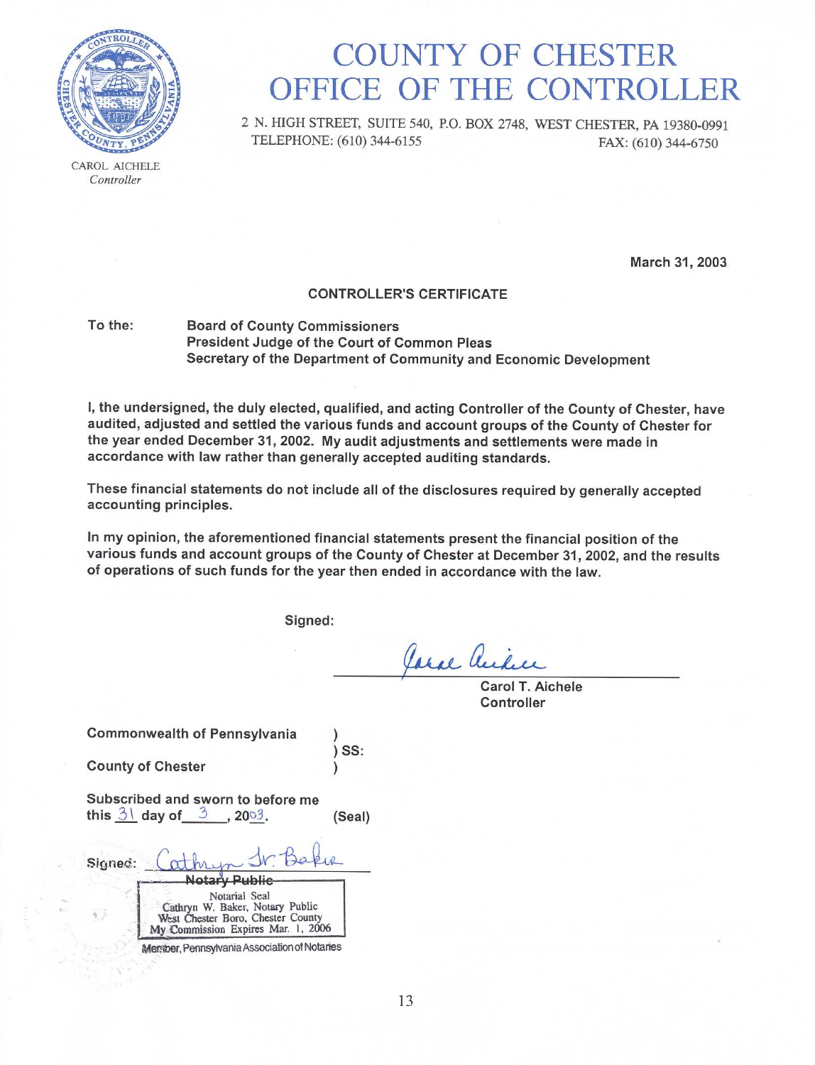CAROL AICHELE
*Controller*

# COUNTY OF CHESTER
# OFFICE OF THE CONTROLLER

2 N. HIGH STREET, SUITE 540, P.O. BOX 2748, WEST CHESTER, PA 19380-0991
TELEPHONE: (610) 344-6155 FAX: (610) 344-6750

**March 31, 2003**

**CONTROLLER'S CERTIFICATE**

**To the:** **Board of County Commissioners**
**President Judge of the Court of Common Pleas**
**Secretary of the Department of Community and Economic Development**

**I, the undersigned, the duly elected, qualified, and acting Controller of the County of Chester, have audited, adjusted and settled the various funds and account groups of the County of Chester for the year ended December 31, 2002. My audit adjustments and settlements were made in accordance with law rather than generally accepted auditing standards.**

**These financial statements do not include all of the disclosures required by generally accepted accounting principles.**

**In my opinion, the aforementioned financial statements present the financial position of the various funds and account groups of the County of Chester at December 31, 2002, and the results of operations of such funds for the year then ended in accordance with the law.**

**Signed:**

Carol Aichele

**Carol T. Aichele**
**Controller**

**Commonwealth of Pennsylvania** )
) **SS:**
**County of Chester** )

**Subscribed and sworn to before me**
**this 31 day of 3, 2003.** **(Seal)**

**Signed:** Cathryn W. Baker
**Notary Public**

Notarial Seal
Cathryn W. Baker, Notary Public
West Chester Boro, Chester County
My Commission Expires Mar. 1, 2006

Member, Pennsylvania Association of Notaries